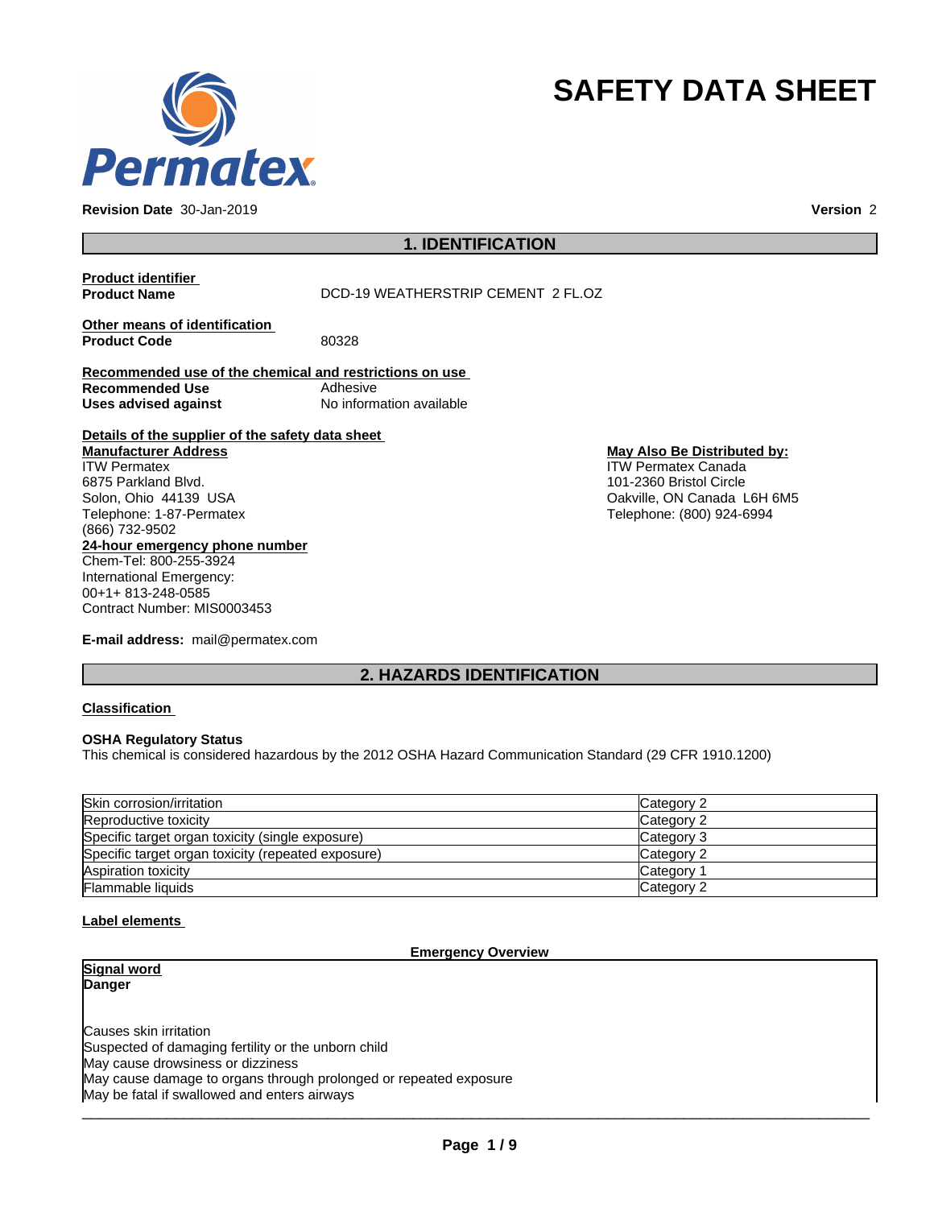# SAFETY DATA SHEET

**Revision Date** 30-Jan-2019 **Version** 2

## 1. IDENTIFICATION

**Product identifier**

**Product Name** DCD-19 WEATHERSTRIP CEMENT 2 FL.OZ

**Other means of identification**

**Product Code** 80328

**Recommended use of the chemical and restrictions on use**

**Recommended Use** Adhesive

**Uses advised against** No information available

**Details of the supplier of the safety data sheet**

**Manufacturer Address**
ITW Permatex
6875 Parkland Blvd.
Solon, Ohio 44139 USA
Telephone: 1-87-Permatex
(866) 732-9502

**May Also Be Distributed by:**
ITW Permatex Canada
101-2360 Bristol Circle
Oakville, ON Canada L6H 6M5
Telephone: (800) 924-6994

**24-hour emergency phone number**
Chem-Tel: 800-255-3924
International Emergency:
00+1+ 813-248-0585
Contract Number: MIS0003453

**E-mail address:** mail@permatex.com

## 2. HAZARDS IDENTIFICATION

**Classification**

**OSHA Regulatory Status**
This chemical is considered hazardous by the 2012 OSHA Hazard Communication Standard (29 CFR 1910.1200)

| | |
|---|---|
| Skin corrosion/irritation | Category 2 |
| Reproductive toxicity | Category 2 |
| Specific target organ toxicity (single exposure) | Category 3 |
| Specific target organ toxicity (repeated exposure) | Category 2 |
| Aspiration toxicity | Category 1 |
| Flammable liquids | Category 2 |

**Label elements**

**Emergency Overview**

**Signal word**
**Danger**

Causes skin irritation
Suspected of damaging fertility or the unborn child
May cause drowsiness or dizziness
May cause damage to organs through prolonged or repeated exposure
May be fatal if swallowed and enters airways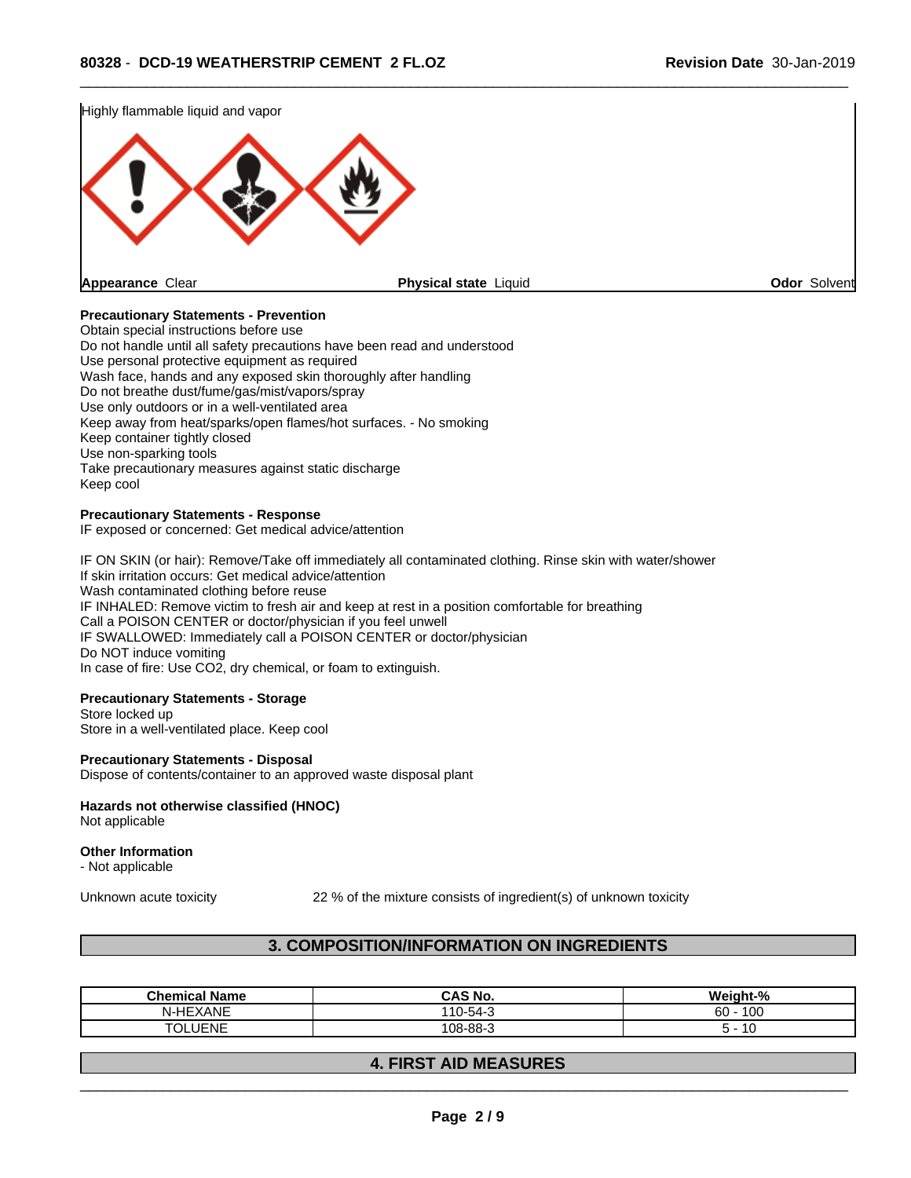Highly flammable liquid and vapor

**Appearance** Clear

**Physical state** Liquid

**Odor** Solvent

**Precautionary Statements - Prevention**
Obtain special instructions before use
Do not handle until all safety precautions have been read and understood
Use personal protective equipment as required
Wash face, hands and any exposed skin thoroughly after handling
Do not breathe dust/fume/gas/mist/vapors/spray
Use only outdoors or in a well-ventilated area
Keep away from heat/sparks/open flames/hot surfaces. - No smoking
Keep container tightly closed
Use non-sparking tools
Take precautionary measures against static discharge
Keep cool

**Precautionary Statements - Response**
IF exposed or concerned: Get medical advice/attention

IF ON SKIN (or hair): Remove/Take off immediately all contaminated clothing. Rinse skin with water/shower
If skin irritation occurs: Get medical advice/attention
Wash contaminated clothing before reuse
IF INHALED: Remove victim to fresh air and keep at rest in a position comfortable for breathing
Call a POISON CENTER or doctor/physician if you feel unwell
IF SWALLOWED: Immediately call a POISON CENTER or doctor/physician
Do NOT induce vomiting
In case of fire: Use CO2, dry chemical, or foam to extinguish.

**Precautionary Statements - Storage**
Store locked up
Store in a well-ventilated place. Keep cool

**Precautionary Statements - Disposal**
Dispose of contents/container to an approved waste disposal plant

**Hazards not otherwise classified (HNOC)**
Not applicable

**Other Information**
- Not applicable

Unknown acute toxicity 22 % of the mixture consists of ingredient(s) of unknown toxicity

## 3. COMPOSITION/INFORMATION ON INGREDIENTS

| Chemical Name | CAS No. | Weight-% |
|---|---|---|
| N-HEXANE | 110-54-3 | 60 - 100 |
| TOLUENE | 108-88-3 | 5 - 10 |

## 4. FIRST AID MEASURES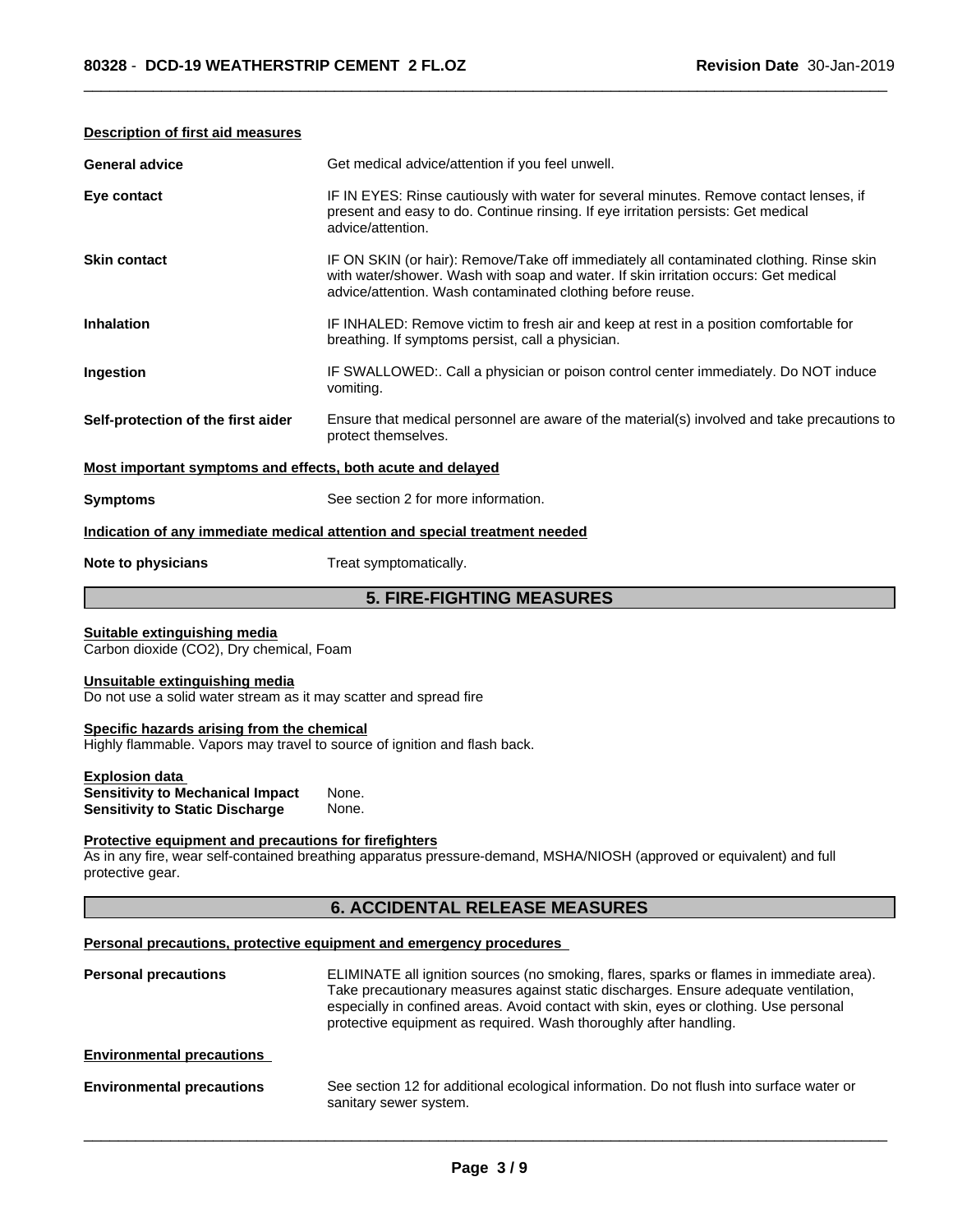**Description of first aid measures**

| | |
|---|---|
| **General advice** | Get medical advice/attention if you feel unwell. |
| **Eye contact** | IF IN EYES: Rinse cautiously with water for several minutes. Remove contact lenses, if present and easy to do. Continue rinsing. If eye irritation persists: Get medical advice/attention. |
| **Skin contact** | IF ON SKIN (or hair): Remove/Take off immediately all contaminated clothing. Rinse skin with water/shower. Wash with soap and water. If skin irritation occurs: Get medical advice/attention. Wash contaminated clothing before reuse. |
| **Inhalation** | IF INHALED: Remove victim to fresh air and keep at rest in a position comfortable for breathing. If symptoms persist, call a physician. |
| **Ingestion** | IF SWALLOWED:. Call a physician or poison control center immediately. Do NOT induce vomiting. |
| **Self-protection of the first aider** | Ensure that medical personnel are aware of the material(s) involved and take precautions to protect themselves. |

**Most important symptoms and effects, both acute and delayed**

| | |
|---|---|
| **Symptoms** | See section 2 for more information. |

**Indication of any immediate medical attention and special treatment needed**

| | |
|---|---|
| **Note to physicians** | Treat symptomatically. |

## 5. FIRE-FIGHTING MEASURES

**Suitable extinguishing media**
Carbon dioxide ($CO_2$), Dry chemical, Foam

**Unsuitable extinguishing media**
Do not use a solid water stream as it may scatter and spread fire

**Specific hazards arising from the chemical**
Highly flammable. Vapors may travel to source of ignition and flash back.

**Explosion data**
**Sensitivity to Mechanical Impact** None.
**Sensitivity to Static Discharge** None.

**Protective equipment and precautions for firefighters**
As in any fire, wear self-contained breathing apparatus pressure-demand, MSHA/NIOSH (approved or equivalent) and full protective gear.

## 6. ACCIDENTAL RELEASE MEASURES

**Personal precautions, protective equipment and emergency procedures**

| | |
|---|---|
| **Personal precautions** | ELIMINATE all ignition sources (no smoking, flares, sparks or flames in immediate area). Take precautionary measures against static discharges. Ensure adequate ventilation, especially in confined areas. Avoid contact with skin, eyes or clothing. Use personal protective equipment as required. Wash thoroughly after handling. |

**Environmental precautions**

| | |
|---|---|
| **Environmental precautions** | See section 12 for additional ecological information. Do not flush into surface water or sanitary sewer system. |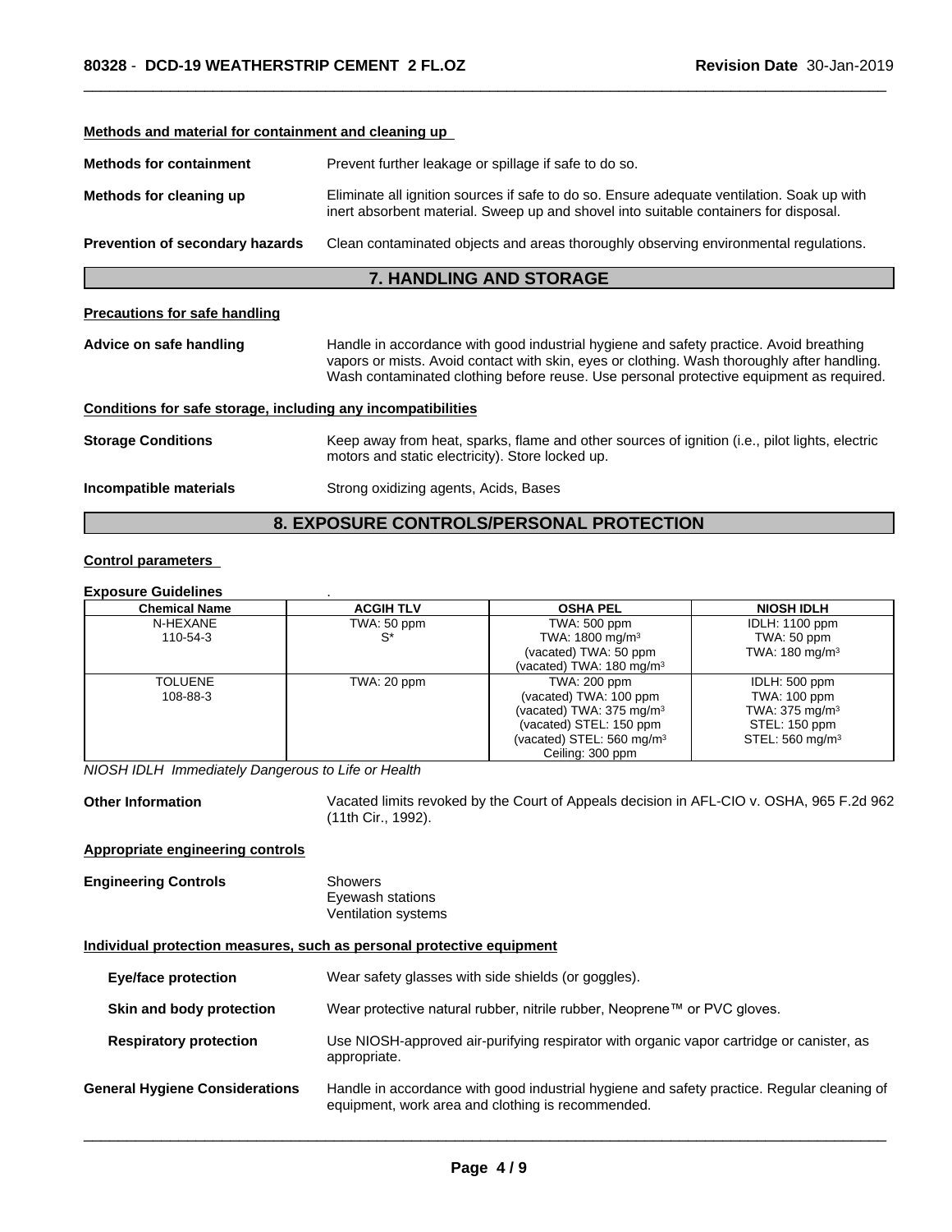**Methods and material for containment and cleaning up**

**Methods for containment** Prevent further leakage or spillage if safe to do so.

**Methods for cleaning up** Eliminate all ignition sources if safe to do so. Ensure adequate ventilation. Soak up with inert absorbent material. Sweep up and shovel into suitable containers for disposal.

**Prevention of secondary hazards** Clean contaminated objects and areas thoroughly observing environmental regulations.

## 7. HANDLING AND STORAGE

**Precautions for safe handling**

**Advice on safe handling** Handle in accordance with good industrial hygiene and safety practice. Avoid breathing vapors or mists. Avoid contact with skin, eyes or clothing. Wash thoroughly after handling. Wash contaminated clothing before reuse. Use personal protective equipment as required.

**Conditions for safe storage, including any incompatibilities**

**Storage Conditions** Keep away from heat, sparks, flame and other sources of ignition (i.e., pilot lights, electric motors and static electricity). Store locked up.

**Incompatible materials** Strong oxidizing agents, Acids, Bases

## 8. EXPOSURE CONTROLS/PERSONAL PROTECTION

**Control parameters**

**Exposure Guidelines** .

| Chemical Name | ACGIH TLV | OSHA PEL | NIOSH IDLH |
|---|---|---|---|
| N-HEXANE<br>110-54-3 | TWA: 50 ppm<br>S* | TWA: 500 ppm<br>TWA: 1800 mg/m³<br>(vacated) TWA: 50 ppm<br>(vacated) TWA: 180 mg/m³ | IDLH: 1100 ppm<br>TWA: 50 ppm<br>TWA: 180 mg/m³ |
| TOLUENE<br>108-88-3 | TWA: 20 ppm | TWA: 200 ppm<br>(vacated) TWA: 100 ppm<br>(vacated) TWA: 375 mg/m³<br>(vacated) STEL: 150 ppm<br>(vacated) STEL: 560 mg/m³<br>Ceiling: 300 ppm | IDLH: 500 ppm<br>TWA: 100 ppm<br>TWA: 375 mg/m³<br>STEL: 150 ppm<br>STEL: 560 mg/m³ |

*NIOSH IDLH Immediately Dangerous to Life or Health*

**Other Information** Vacated limits revoked by the Court of Appeals decision in AFL-CIO v. OSHA, 965 F.2d 962 (11th Cir., 1992).

**Appropriate engineering controls**

**Engineering Controls** Showers
Eyewash stations
Ventilation systems

**Individual protection measures, such as personal protective equipment**

**Eye/face protection** Wear safety glasses with side shields (or goggles).

**Skin and body protection** Wear protective natural rubber, nitrile rubber, Neoprene™ or PVC gloves.

**Respiratory protection** Use NIOSH-approved air-purifying respirator with organic vapor cartridge or canister, as appropriate.

**General Hygiene Considerations** Handle in accordance with good industrial hygiene and safety practice. Regular cleaning of equipment, work area and clothing is recommended.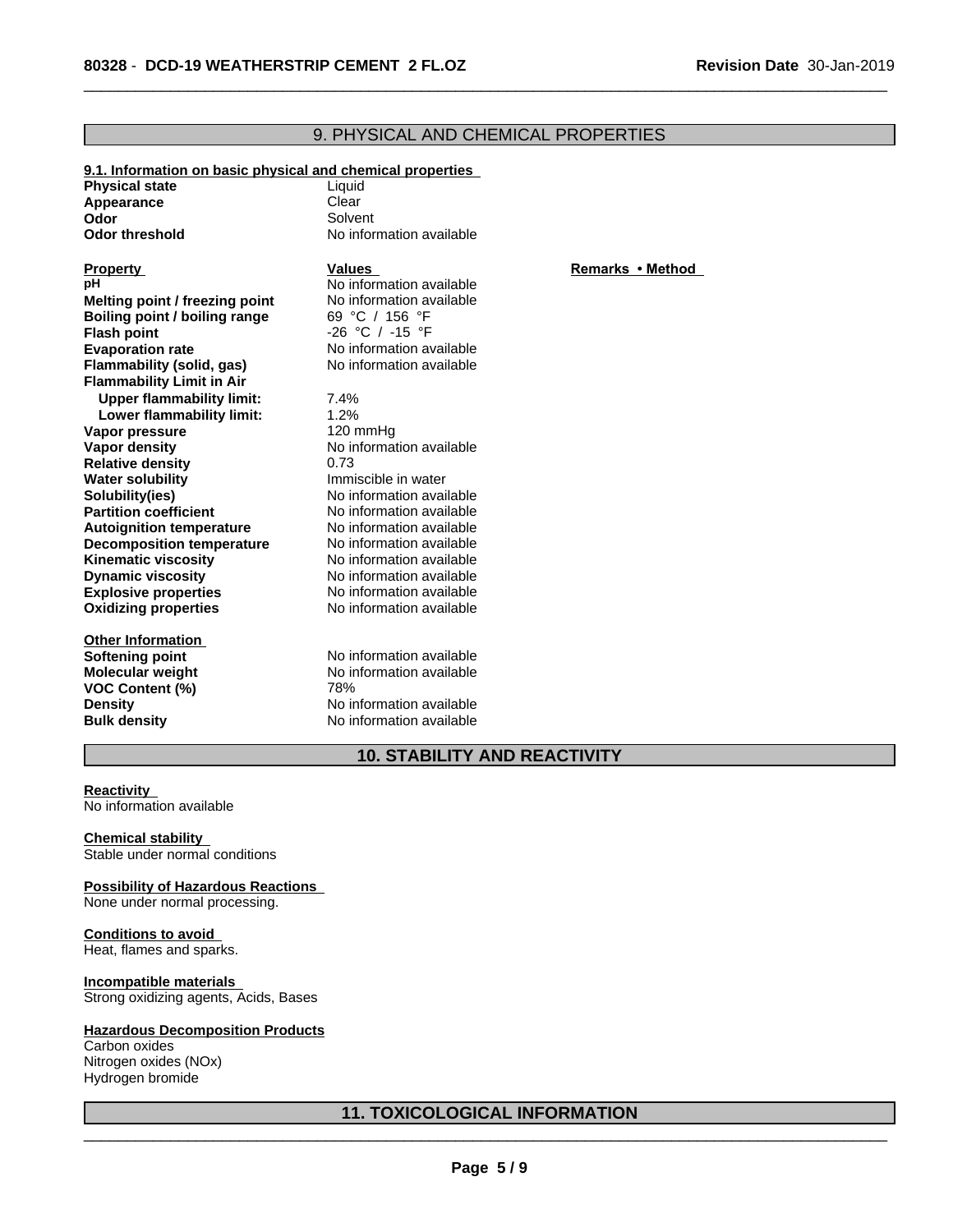## 9. PHYSICAL AND CHEMICAL PROPERTIES

**9.1. Information on basic physical and chemical properties**

| | |
|---|---|
| **Physical state** | Liquid |
| **Appearance** | Clear |
| **Odor** | Solvent |
| **Odor threshold** | No information available |

| **Property** | **Values** | **Remarks • Method** |
|---|---|---|
| **pH** | No information available | |
| **Melting point / freezing point** | No information available | |
| **Boiling point / boiling range** | 69 °C / 156 °F | |
| **Flash point** | -26 °C / -15 °F | |
| **Evaporation rate** | No information available | |
| **Flammability (solid, gas)** | No information available | |
| **Flammability Limit in Air** | | |
| **Upper flammability limit:** | 7.4% | |
| **Lower flammability limit:** | 1.2% | |
| **Vapor pressure** | 120 mmHg | |
| **Vapor density** | No information available | |
| **Relative density** | 0.73 | |
| **Water solubility** | Immiscible in water | |
| **Solubility(ies)** | No information available | |
| **Partition coefficient** | No information available | |
| **Autoignition temperature** | No information available | |
| **Decomposition temperature** | No information available | |
| **Kinematic viscosity** | No information available | |
| **Dynamic viscosity** | No information available | |
| **Explosive properties** | No information available | |
| **Oxidizing properties** | No information available | |

**Other Information**

| | |
|---|---|
| **Softening point** | No information available |
| **Molecular weight** | No information available |
| **VOC Content (%)** | 78% |
| **Density** | No information available |
| **Bulk density** | No information available |

## 10. STABILITY AND REACTIVITY

**Reactivity**
No information available

**Chemical stability**
Stable under normal conditions

**Possibility of Hazardous Reactions**
None under normal processing.

**Conditions to avoid**
Heat, flames and sparks.

**Incompatible materials**
Strong oxidizing agents, Acids, Bases

**Hazardous Decomposition Products**
Carbon oxides
Nitrogen oxides (NOx)
Hydrogen bromide

## 11. TOXICOLOGICAL INFORMATION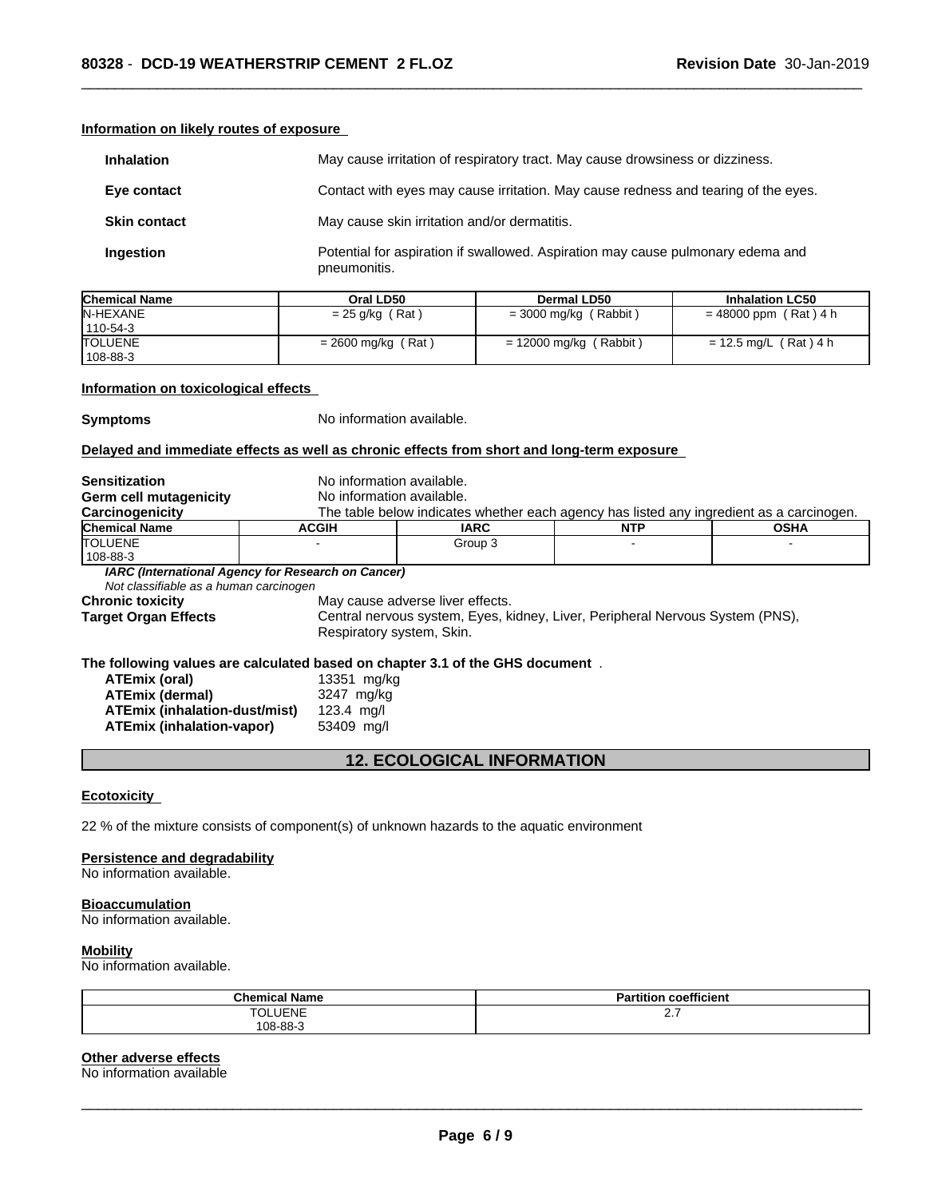#### Information on likely routes of exposure

| | |
|---|---|
| **Inhalation** | May cause irritation of respiratory tract. May cause drowsiness or dizziness. |
| **Eye contact** | Contact with eyes may cause irritation. May cause redness and tearing of the eyes. |
| **Skin contact** | May cause skin irritation and/or dermatitis. |
| **Ingestion** | Potential for aspiration if swallowed. Aspiration may cause pulmonary edema and pneumonitis. |

| Chemical Name | Oral LD50 | Dermal LD50 | Inhalation LC50 |
|---|---|---|---|
| N-HEXANE<br>110-54-3 | = 25 g/kg ( Rat ) | = 3000 mg/kg ( Rabbit ) | = 48000 ppm ( Rat ) 4 h |
| TOLUENE<br>108-88-3 | = 2600 mg/kg ( Rat ) | = 12000 mg/kg ( Rabbit ) | = 12.5 mg/L ( Rat ) 4 h |

#### Information on toxicological effects

**Symptoms** No information available.

#### Delayed and immediate effects as well as chronic effects from short and long-term exposure

**Sensitization** No information available.
**Germ cell mutagenicity** No information available.
**Carcinogenicity** The table below indicates whether each agency has listed any ingredient as a carcinogen.

| Chemical Name | ACGIH | IARC | NTP | OSHA |
|---|---|---|---|---|
| TOLUENE<br>108-88-3 | - | Group 3 | - | - |

***IARC (International Agency for Research on Cancer)***
*Not classifiable as a human carcinogen*

**Chronic toxicity** May cause adverse liver effects.
**Target Organ Effects** Central nervous system, Eyes, kidney, Liver, Peripheral Nervous System (PNS), Respiratory system, Skin.

**The following values are calculated based on chapter 3.1 of the GHS document** .

| | |
|---|---|
| **ATEmix (oral)** | 13351 mg/kg |
| **ATEmix (dermal)** | 3247 mg/kg |
| **ATEmix (inhalation-dust/mist)** | 123.4 mg/l |
| **ATEmix (inhalation-vapor)** | 53409 mg/l |

## 12. ECOLOGICAL INFORMATION

#### Ecotoxicity

22 % of the mixture consists of component(s) of unknown hazards to the aquatic environment

#### Persistence and degradability
No information available.

#### Bioaccumulation
No information available.

#### Mobility
No information available.

| Chemical Name | Partition coefficient |
|---|---|
| TOLUENE<br>108-88-3 | 2.7 |

#### Other adverse effects
No information available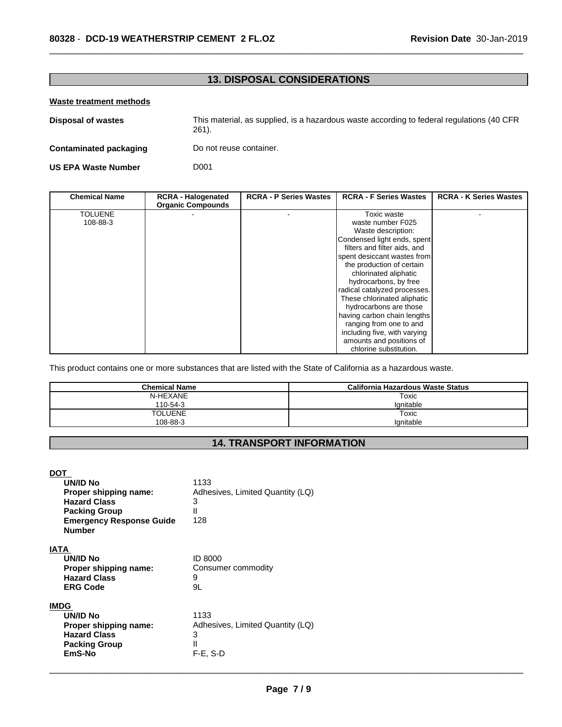## 13. DISPOSAL CONSIDERATIONS

**Waste treatment methods**

**Disposal of wastes** This material, as supplied, is a hazardous waste according to federal regulations (40 CFR 261).

**Contaminated packaging** Do not reuse container.

**US EPA Waste Number** D001

| Chemical Name | RCRA - Halogenated Organic Compounds | RCRA - P Series Wastes | RCRA - F Series Wastes | RCRA - K Series Wastes |
| --- | --- | --- | --- | --- |
| TOLUENE 108-88-3 | - | - | Toxic waste waste number F025 Waste description: Condensed light ends, spent filters and filter aids, and spent desiccant wastes from the production of certain chlorinated aliphatic hydrocarbons, by free radical catalyzed processes. These chlorinated aliphatic hydrocarbons are those having carbon chain lengths ranging from one to and including five, with varying amounts and positions of chlorine substitution. | - |

This product contains one or more substances that are listed with the State of California as a hazardous waste.

| Chemical Name | California Hazardous Waste Status |
| --- | --- |
| N-HEXANE 110-54-3 | Toxic Ignitable |
| TOLUENE 108-88-3 | Toxic Ignitable |

## 14. TRANSPORT INFORMATION

**DOT**

**UN/ID No** 1133
**Proper shipping name:** Adhesives, Limited Quantity (LQ)
**Hazard Class** 3
**Packing Group** II
**Emergency Response Guide Number** 128

**IATA**

**UN/ID No** ID 8000
**Proper shipping name:** Consumer commodity
**Hazard Class** 9
**ERG Code** 9L

**IMDG**

**UN/ID No** 1133
**Proper shipping name:** Adhesives, Limited Quantity (LQ)
**Hazard Class** 3
**Packing Group** II
**EmS-No** F-E, S-D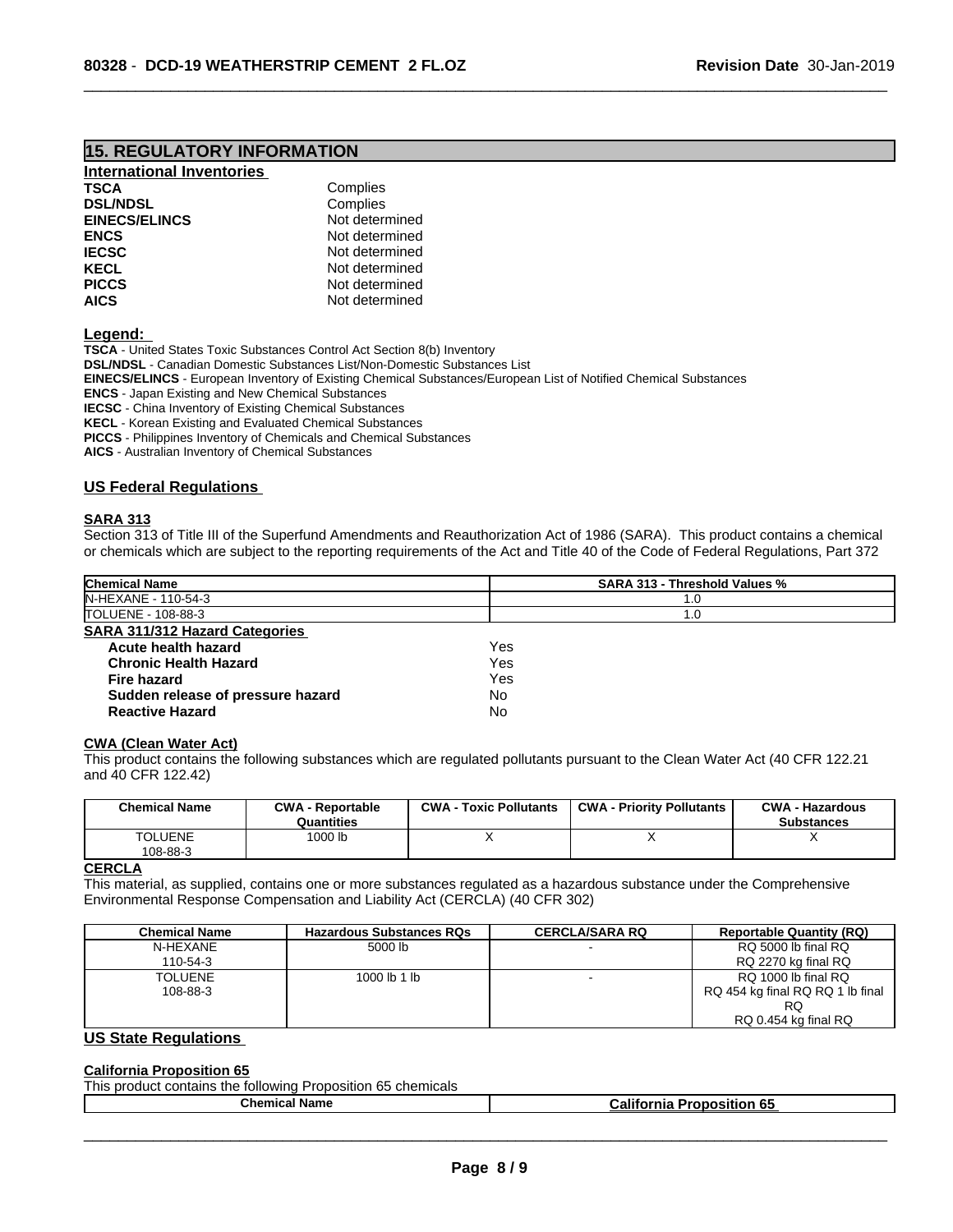## 15. REGULATORY INFORMATION

### International Inventories

| | |
|---|---|
| **TSCA** | Complies |
| **DSL/NDSL** | Complies |
| **EINECS/ELINCS** | Not determined |
| **ENCS** | Not determined |
| **IECSC** | Not determined |
| **KECL** | Not determined |
| **PICCS** | Not determined |
| **AICS** | Not determined |

**Legend:**

**TSCA** - United States Toxic Substances Control Act Section 8(b) Inventory
**DSL/NDSL** - Canadian Domestic Substances List/Non-Domestic Substances List
**EINECS/ELINCS** - European Inventory of Existing Chemical Substances/European List of Notified Chemical Substances
**ENCS** - Japan Existing and New Chemical Substances
**IECSC** - China Inventory of Existing Chemical Substances
**KECL** - Korean Existing and Evaluated Chemical Substances
**PICCS** - Philippines Inventory of Chemicals and Chemical Substances
**AICS** - Australian Inventory of Chemical Substances

### US Federal Regulations

**SARA 313**

Section 313 of Title III of the Superfund Amendments and Reauthorization Act of 1986 (SARA). This product contains a chemical or chemicals which are subject to the reporting requirements of the Act and Title 40 of the Code of Federal Regulations, Part 372

| Chemical Name | SARA 313 - Threshold Values % |
|---|---|
| N-HEXANE - 110-54-3 | 1.0 |
| TOLUENE - 108-88-3 | 1.0 |

**SARA 311/312 Hazard Categories**

| | |
|---|---|
| **Acute health hazard** | Yes |
| **Chronic Health Hazard** | Yes |
| **Fire hazard** | Yes |
| **Sudden release of pressure hazard** | No |
| **Reactive Hazard** | No |

**CWA (Clean Water Act)**

This product contains the following substances which are regulated pollutants pursuant to the Clean Water Act (40 CFR 122.21 and 40 CFR 122.42)

| Chemical Name | CWA - Reportable Quantities | CWA - Toxic Pollutants | CWA - Priority Pollutants | CWA - Hazardous Substances |
|---|---|---|---|---|
| TOLUENE 108-88-3 | 1000 lb | X | X | X |

**CERCLA**

This material, as supplied, contains one or more substances regulated as a hazardous substance under the Comprehensive Environmental Response Compensation and Liability Act (CERCLA) (40 CFR 302)

| Chemical Name | Hazardous Substances RQs | CERCLA/SARA RQ | Reportable Quantity (RQ) |
|---|---|---|---|
| N-HEXANE 110-54-3 | 5000 lb | - | RQ 5000 lb final RQ RQ 2270 kg final RQ |
| TOLUENE 108-88-3 | 1000 lb 1 lb | - | RQ 1000 lb final RQ RQ 454 kg final RQ RQ 1 lb final RQ RQ 0.454 kg final RQ |

### US State Regulations

**California Proposition 65**

This product contains the following Proposition 65 chemicals

| Chemical Name | California Proposition 65 |
|---|---|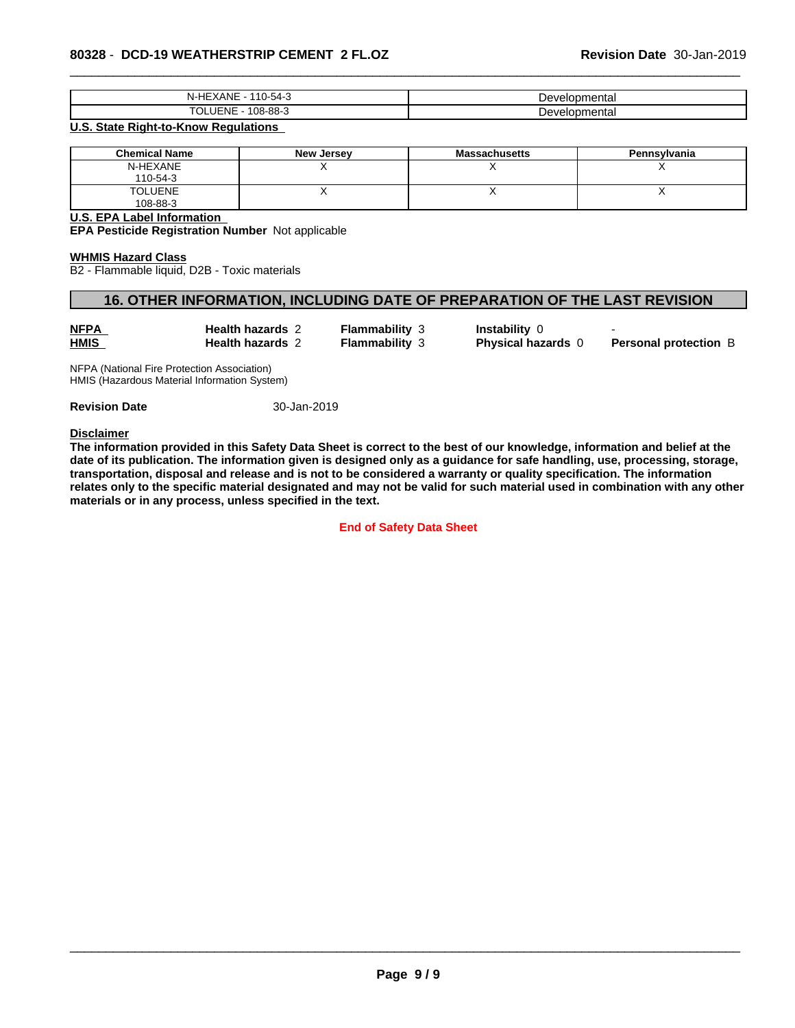| | |
|---|---|
| N-HEXANE - 110-54-3 | Developmental |
| TOLUENE - 108-88-3 | Developmental |

**U.S. State Right-to-Know Regulations**

| Chemical Name | New Jersey | Massachusetts | Pennsylvania |
|---|---|---|---|
| N-HEXANE<br>110-54-3 | X | X | X |
| TOLUENE<br>108-88-3 | X | X | X |

**U.S. EPA Label Information**

**EPA Pesticide Registration Number** Not applicable

**WHMIS Hazard Class**

B2 - Flammable liquid, D2B - Toxic materials

## 16. OTHER INFORMATION, INCLUDING DATE OF PREPARATION OF THE LAST REVISION

| | | | | |
|---|---|---|---|---|
| **NFPA** | **Health hazards** 2 | **Flammability** 3 | **Instability** 0 | - |
| **HMIS** | **Health hazards** 2 | **Flammability** 3 | **Physical hazards** 0 | **Personal protection** B |

NFPA (National Fire Protection Association)
HMIS (Hazardous Material Information System)

**Revision Date** 30-Jan-2019

**Disclaimer**

**The information provided in this Safety Data Sheet is correct to the best of our knowledge, information and belief at the date of its publication. The information given is designed only as a guidance for safe handling, use, processing, storage, transportation, disposal and release and is not to be considered a warranty or quality specification. The information relates only to the specific material designated and may not be valid for such material used in combination with any other materials or in any process, unless specified in the text.**

**End of Safety Data Sheet**